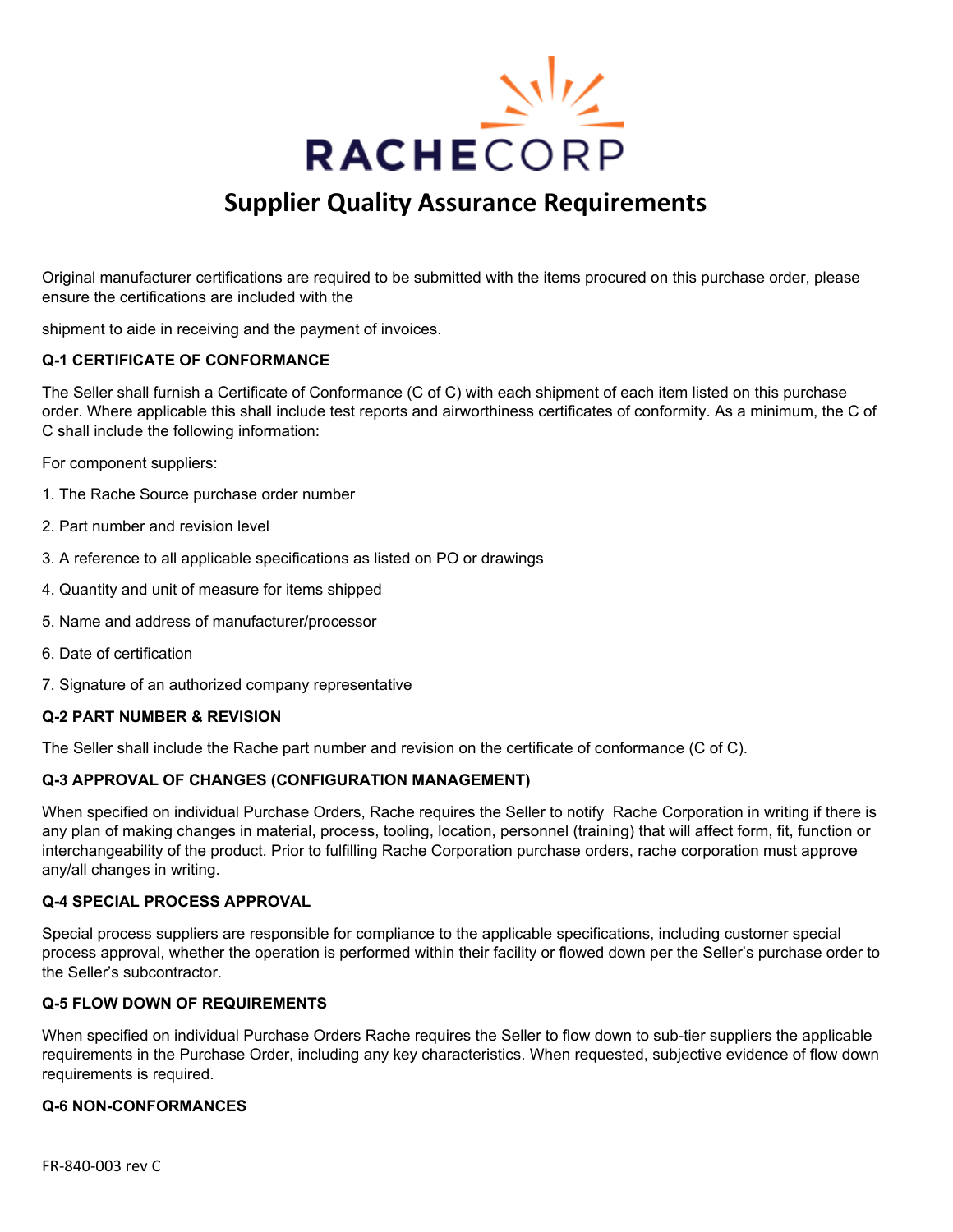RACHECORP

# Supplier Quality Assurance Requirements

Original manufacturer certifications are required to be submitted with the items procured on this purchase order, please ensure the certifications are included with the

shipment to aide in receiving and the payment of invoices.

**Q-1 CERTIFICATE OF CONFORMANCE**

The Seller shall furnish a Certificate of Conformance (C of C) with each shipment of each item listed on this purchase order. Where applicable this shall include test reports and airworthiness certificates of conformity. As a minimum, the C of C shall include the following information:

For component suppliers:

1. The Rache Source purchase order number
2. Part number and revision level
3. A reference to all applicable specifications as listed on PO or drawings
4. Quantity and unit of measure for items shipped
5. Name and address of manufacturer/processor
6. Date of certification
7. Signature of an authorized company representative

**Q-2 PART NUMBER & REVISION**

The Seller shall include the Rache part number and revision on the certificate of conformance (C of C).

**Q-3 APPROVAL OF CHANGES (CONFIGURATION MANAGEMENT)**

When specified on individual Purchase Orders, Rache requires the Seller to notify Rache Corporation in writing if there is any plan of making changes in material, process, tooling, location, personnel (training) that will affect form, fit, function or interchangeability of the product. Prior to fulfilling Rache Corporation purchase orders, rache corporation must approve any/all changes in writing.

**Q-4 SPECIAL PROCESS APPROVAL**

Special process suppliers are responsible for compliance to the applicable specifications, including customer special process approval, whether the operation is performed within their facility or flowed down per the Seller's purchase order to the Seller's subcontractor.

**Q-5 FLOW DOWN OF REQUIREMENTS**

When specified on individual Purchase Orders Rache requires the Seller to flow down to sub-tier suppliers the applicable requirements in the Purchase Order, including any key characteristics. When requested, subjective evidence of flow down requirements is required.

**Q-6 NON-CONFORMANCES**

FR-840-003 rev C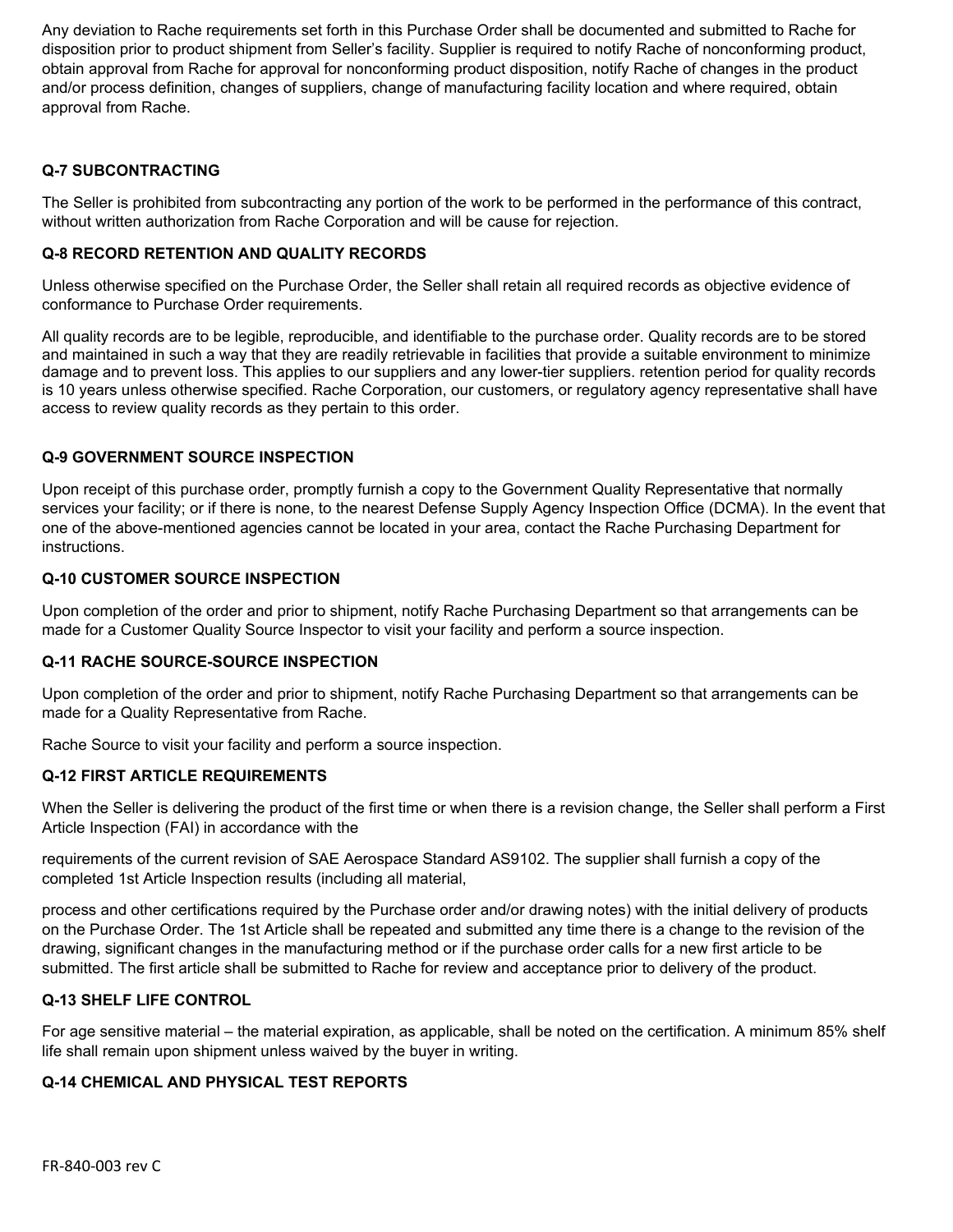Any deviation to Rache requirements set forth in this Purchase Order shall be documented and submitted to Rache for disposition prior to product shipment from Seller's facility. Supplier is required to notify Rache of nonconforming product, obtain approval from Rache for approval for nonconforming product disposition, notify Rache of changes in the product and/or process definition, changes of suppliers, change of manufacturing facility location and where required, obtain approval from Rache.

**Q-7 SUBCONTRACTING**

The Seller is prohibited from subcontracting any portion of the work to be performed in the performance of this contract, without written authorization from Rache Corporation and will be cause for rejection.

**Q-8 RECORD RETENTION AND QUALITY RECORDS**

Unless otherwise specified on the Purchase Order, the Seller shall retain all required records as objective evidence of conformance to Purchase Order requirements.

All quality records are to be legible, reproducible, and identifiable to the purchase order. Quality records are to be stored and maintained in such a way that they are readily retrievable in facilities that provide a suitable environment to minimize damage and to prevent loss. This applies to our suppliers and any lower-tier suppliers. retention period for quality records is 10 years unless otherwise specified. Rache Corporation, our customers, or regulatory agency representative shall have access to review quality records as they pertain to this order.

**Q-9 GOVERNMENT SOURCE INSPECTION**

Upon receipt of this purchase order, promptly furnish a copy to the Government Quality Representative that normally services your facility; or if there is none, to the nearest Defense Supply Agency Inspection Office (DCMA). In the event that one of the above-mentioned agencies cannot be located in your area, contact the Rache Purchasing Department for instructions.

**Q-10 CUSTOMER SOURCE INSPECTION**

Upon completion of the order and prior to shipment, notify Rache Purchasing Department so that arrangements can be made for a Customer Quality Source Inspector to visit your facility and perform a source inspection.

**Q-11 RACHE SOURCE-SOURCE INSPECTION**

Upon completion of the order and prior to shipment, notify Rache Purchasing Department so that arrangements can be made for a Quality Representative from Rache.

Rache Source to visit your facility and perform a source inspection.

**Q-12 FIRST ARTICLE REQUIREMENTS**

When the Seller is delivering the product of the first time or when there is a revision change, the Seller shall perform a First Article Inspection (FAI) in accordance with the

requirements of the current revision of SAE Aerospace Standard AS9102. The supplier shall furnish a copy of the completed 1st Article Inspection results (including all material,

process and other certifications required by the Purchase order and/or drawing notes) with the initial delivery of products on the Purchase Order. The 1st Article shall be repeated and submitted any time there is a change to the revision of the drawing, significant changes in the manufacturing method or if the purchase order calls for a new first article to be submitted. The first article shall be submitted to Rache for review and acceptance prior to delivery of the product.

**Q-13 SHELF LIFE CONTROL**

For age sensitive material – the material expiration, as applicable, shall be noted on the certification. A minimum 85% shelf life shall remain upon shipment unless waived by the buyer in writing.

**Q-14 CHEMICAL AND PHYSICAL TEST REPORTS**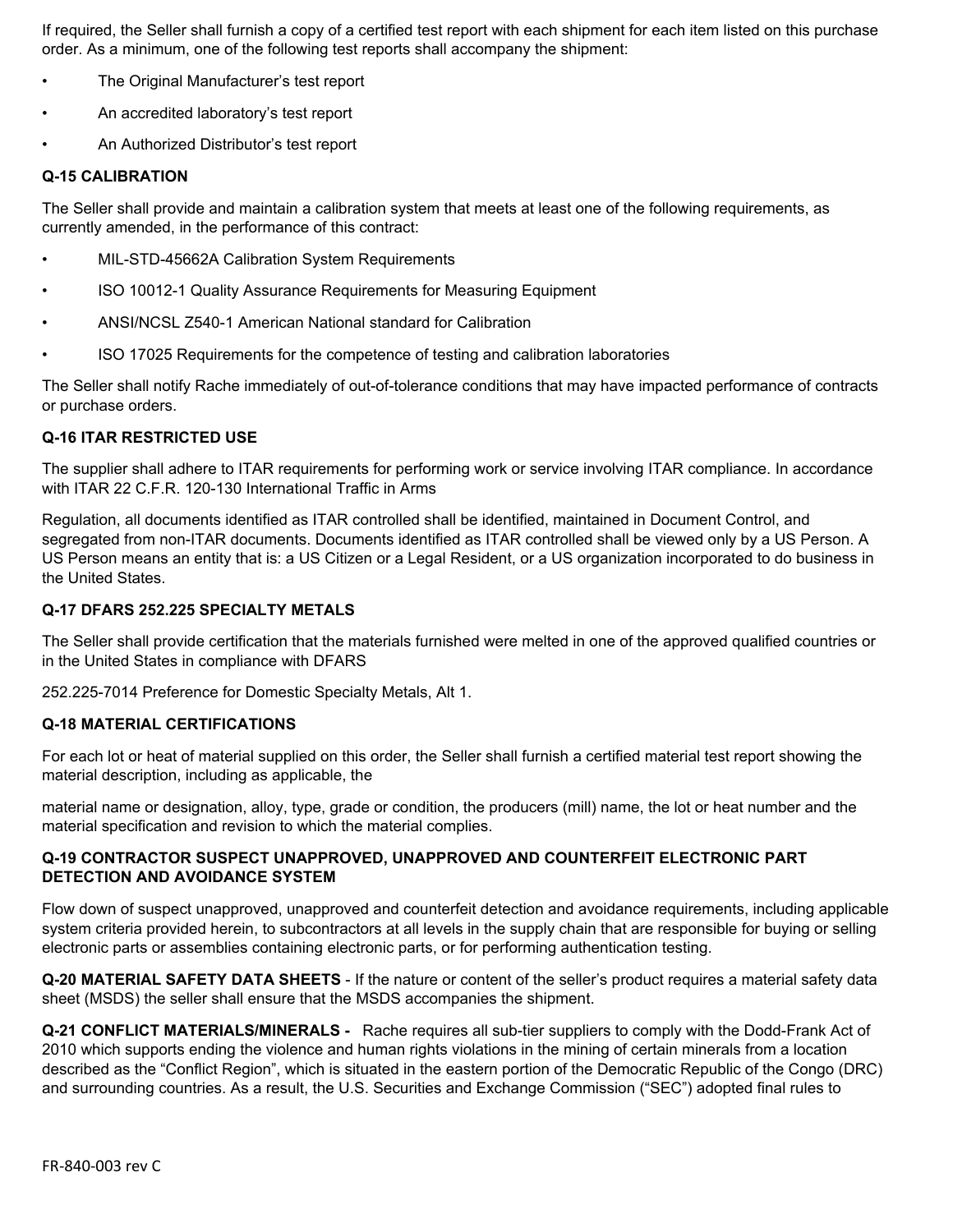If required, the Seller shall furnish a copy of a certified test report with each shipment for each item listed on this purchase order. As a minimum, one of the following test reports shall accompany the shipment:

- The Original Manufacturer's test report
- An accredited laboratory's test report
- An Authorized Distributor's test report

**Q-15 CALIBRATION**

The Seller shall provide and maintain a calibration system that meets at least one of the following requirements, as currently amended, in the performance of this contract:

- MIL-STD-45662A Calibration System Requirements
- ISO 10012-1 Quality Assurance Requirements for Measuring Equipment
- ANSI/NCSL Z540-1 American National standard for Calibration
- ISO 17025 Requirements for the competence of testing and calibration laboratories

The Seller shall notify Rache immediately of out-of-tolerance conditions that may have impacted performance of contracts or purchase orders.

**Q-16 ITAR RESTRICTED USE**

The supplier shall adhere to ITAR requirements for performing work or service involving ITAR compliance. In accordance with ITAR 22 C.F.R. 120-130 International Traffic in Arms

Regulation, all documents identified as ITAR controlled shall be identified, maintained in Document Control, and segregated from non-ITAR documents. Documents identified as ITAR controlled shall be viewed only by a US Person. A US Person means an entity that is: a US Citizen or a Legal Resident, or a US organization incorporated to do business in the United States.

**Q-17 DFARS 252.225 SPECIALTY METALS**

The Seller shall provide certification that the materials furnished were melted in one of the approved qualified countries or in the United States in compliance with DFARS

252.225-7014 Preference for Domestic Specialty Metals, Alt 1.

**Q-18 MATERIAL CERTIFICATIONS**

For each lot or heat of material supplied on this order, the Seller shall furnish a certified material test report showing the material description, including as applicable, the

material name or designation, alloy, type, grade or condition, the producers (mill) name, the lot or heat number and the material specification and revision to which the material complies.

**Q-19 CONTRACTOR SUSPECT UNAPPROVED, UNAPPROVED AND COUNTERFEIT ELECTRONIC PART DETECTION AND AVOIDANCE SYSTEM**

Flow down of suspect unapproved, unapproved and counterfeit detection and avoidance requirements, including applicable system criteria provided herein, to subcontractors at all levels in the supply chain that are responsible for buying or selling electronic parts or assemblies containing electronic parts, or for performing authentication testing.

**Q-20 MATERIAL SAFETY DATA SHEETS** - If the nature or content of the seller's product requires a material safety data sheet (MSDS) the seller shall ensure that the MSDS accompanies the shipment.

**Q-21 CONFLICT MATERIALS/MINERALS -** Rache requires all sub-tier suppliers to comply with the Dodd-Frank Act of 2010 which supports ending the violence and human rights violations in the mining of certain minerals from a location described as the "Conflict Region", which is situated in the eastern portion of the Democratic Republic of the Congo (DRC) and surrounding countries. As a result, the U.S. Securities and Exchange Commission ("SEC") adopted final rules to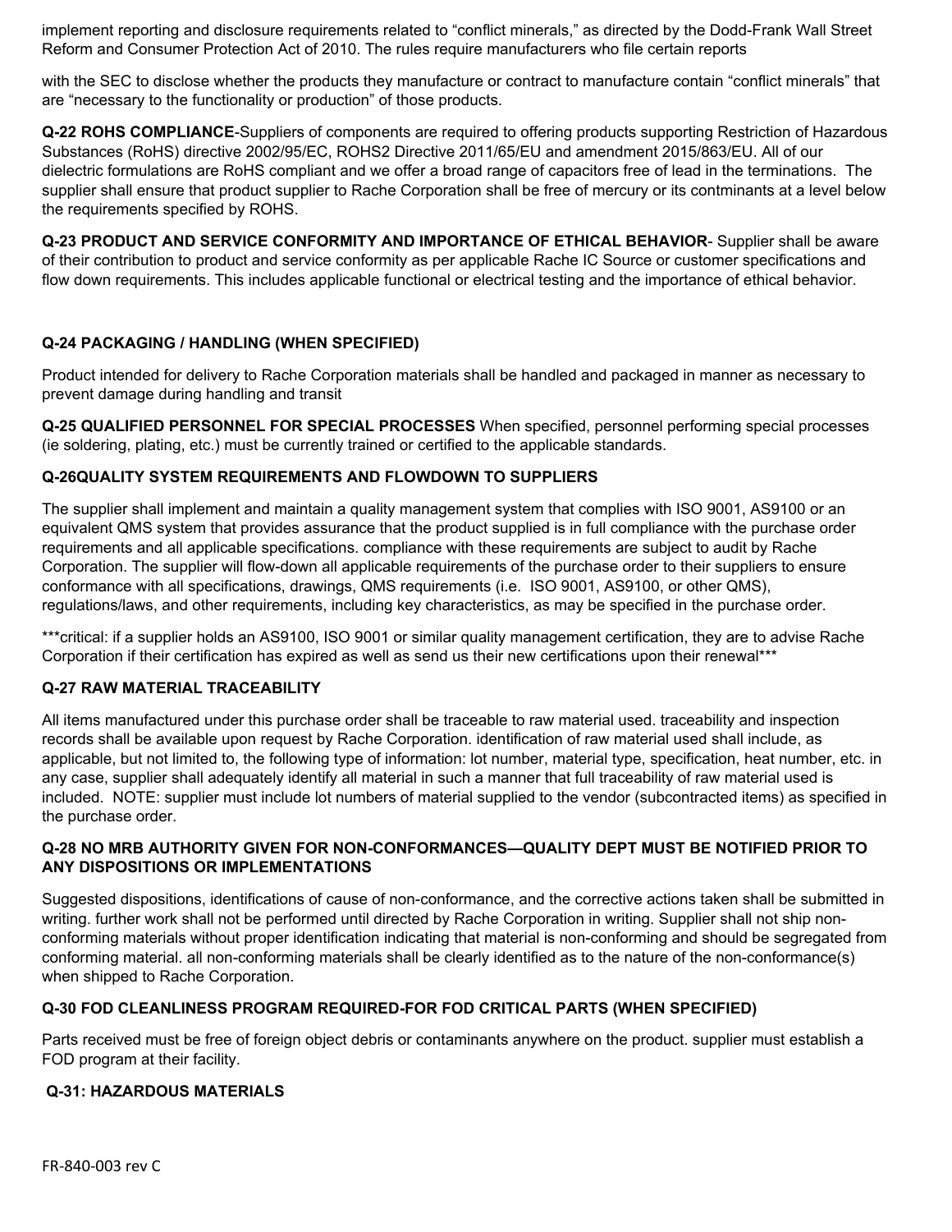implement reporting and disclosure requirements related to “conflict minerals,” as directed by the Dodd-Frank Wall Street Reform and Consumer Protection Act of 2010. The rules require manufacturers who file certain reports

with the SEC to disclose whether the products they manufacture or contract to manufacture contain “conflict minerals” that are “necessary to the functionality or production” of those products.

**Q-22 ROHS COMPLIANCE**-Suppliers of components are required to offering products supporting Restriction of Hazardous Substances (RoHS) directive 2002/95/EC, ROHS2 Directive 2011/65/EU and amendment 2015/863/EU. All of our dielectric formulations are RoHS compliant and we offer a broad range of capacitors free of lead in the terminations. The supplier shall ensure that product supplier to Rache Corporation shall be free of mercury or its contminants at a level below the requirements specified by ROHS.

**Q-23 PRODUCT AND SERVICE CONFORMITY AND IMPORTANCE OF ETHICAL BEHAVIOR**- Supplier shall be aware of their contribution to product and service conformity as per applicable Rache IC Source or customer specifications and flow down requirements. This includes applicable functional or electrical testing and the importance of ethical behavior.

**Q-24 PACKAGING / HANDLING (WHEN SPECIFIED)**

Product intended for delivery to Rache Corporation materials shall be handled and packaged in manner as necessary to prevent damage during handling and transit

**Q-25 QUALIFIED PERSONNEL FOR SPECIAL PROCESSES** When specified, personnel performing special processes (ie soldering, plating, etc.) must be currently trained or certified to the applicable standards.

**Q-26QUALITY SYSTEM REQUIREMENTS AND FLOWDOWN TO SUPPLIERS**

The supplier shall implement and maintain a quality management system that complies with ISO 9001, AS9100 or an equivalent QMS system that provides assurance that the product supplied is in full compliance with the purchase order requirements and all applicable specifications. compliance with these requirements are subject to audit by Rache Corporation. The supplier will flow-down all applicable requirements of the purchase order to their suppliers to ensure conformance with all specifications, drawings, QMS requirements (i.e. ISO 9001, AS9100, or other QMS), regulations/laws, and other requirements, including key characteristics, as may be specified in the purchase order.

***critical: if a supplier holds an AS9100, ISO 9001 or similar quality management certification, they are to advise Rache Corporation if their certification has expired as well as send us their new certifications upon their renewal***

**Q-27 RAW MATERIAL TRACEABILITY**

All items manufactured under this purchase order shall be traceable to raw material used. traceability and inspection records shall be available upon request by Rache Corporation. identification of raw material used shall include, as applicable, but not limited to, the following type of information: lot number, material type, specification, heat number, etc. in any case, supplier shall adequately identify all material in such a manner that full traceability of raw material used is included. NOTE: supplier must include lot numbers of material supplied to the vendor (subcontracted items) as specified in the purchase order.

**Q-28 NO MRB AUTHORITY GIVEN FOR NON-CONFORMANCES—QUALITY DEPT MUST BE NOTIFIED PRIOR TO ANY DISPOSITIONS OR IMPLEMENTATIONS**

Suggested dispositions, identifications of cause of non-conformance, and the corrective actions taken shall be submitted in writing. further work shall not be performed until directed by Rache Corporation in writing. Supplier shall not ship non-conforming materials without proper identification indicating that material is non-conforming and should be segregated from conforming material. all non-conforming materials shall be clearly identified as to the nature of the non-conformance(s) when shipped to Rache Corporation.

**Q-30 FOD CLEANLINESS PROGRAM REQUIRED-FOR FOD CRITICAL PARTS (WHEN SPECIFIED)**

Parts received must be free of foreign object debris or contaminants anywhere on the product. supplier must establish a FOD program at their facility.

**Q-31: HAZARDOUS MATERIALS**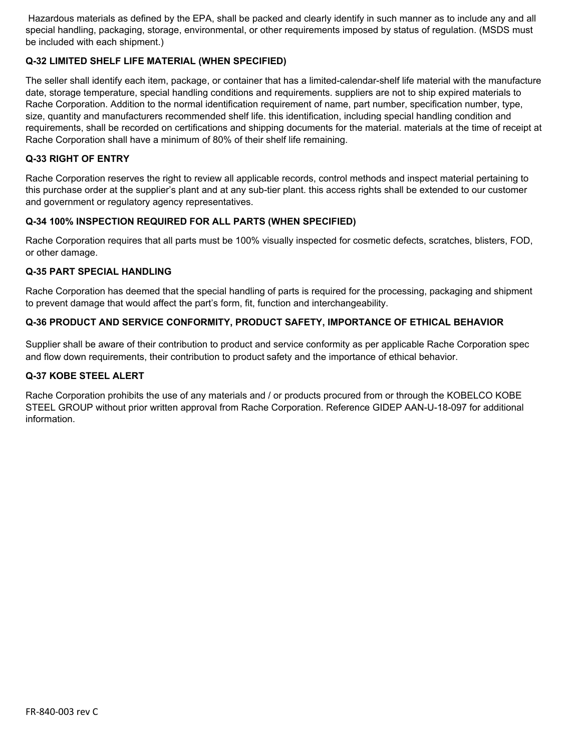Hazardous materials as defined by the EPA, shall be packed and clearly identify in such manner as to include any and all special handling, packaging, storage, environmental, or other requirements imposed by status of regulation. (MSDS must be included with each shipment.)

### Q-32 LIMITED SHELF LIFE MATERIAL (WHEN SPECIFIED)

The seller shall identify each item, package, or container that has a limited-calendar-shelf life material with the manufacture date, storage temperature, special handling conditions and requirements. suppliers are not to ship expired materials to Rache Corporation. Addition to the normal identification requirement of name, part number, specification number, type, size, quantity and manufacturers recommended shelf life. this identification, including special handling condition and requirements, shall be recorded on certifications and shipping documents for the material. materials at the time of receipt at Rache Corporation shall have a minimum of 80% of their shelf life remaining.

### Q-33 RIGHT OF ENTRY

Rache Corporation reserves the right to review all applicable records, control methods and inspect material pertaining to this purchase order at the supplier's plant and at any sub-tier plant. this access rights shall be extended to our customer and government or regulatory agency representatives.

### Q-34 100% INSPECTION REQUIRED FOR ALL PARTS (WHEN SPECIFIED)

Rache Corporation requires that all parts must be 100% visually inspected for cosmetic defects, scratches, blisters, FOD, or other damage.

### Q-35 PART SPECIAL HANDLING

Rache Corporation has deemed that the special handling of parts is required for the processing, packaging and shipment to prevent damage that would affect the part's form, fit, function and interchangeability.

### Q-36 PRODUCT AND SERVICE CONFORMITY, PRODUCT SAFETY, IMPORTANCE OF ETHICAL BEHAVIOR

Supplier shall be aware of their contribution to product and service conformity as per applicable Rache Corporation spec and flow down requirements, their contribution to product safety and the importance of ethical behavior.

### Q-37 KOBE STEEL ALERT

Rache Corporation prohibits the use of any materials and / or products procured from or through the KOBELCO KOBE STEEL GROUP without prior written approval from Rache Corporation. Reference GIDEP AAN-U-18-097 for additional information.